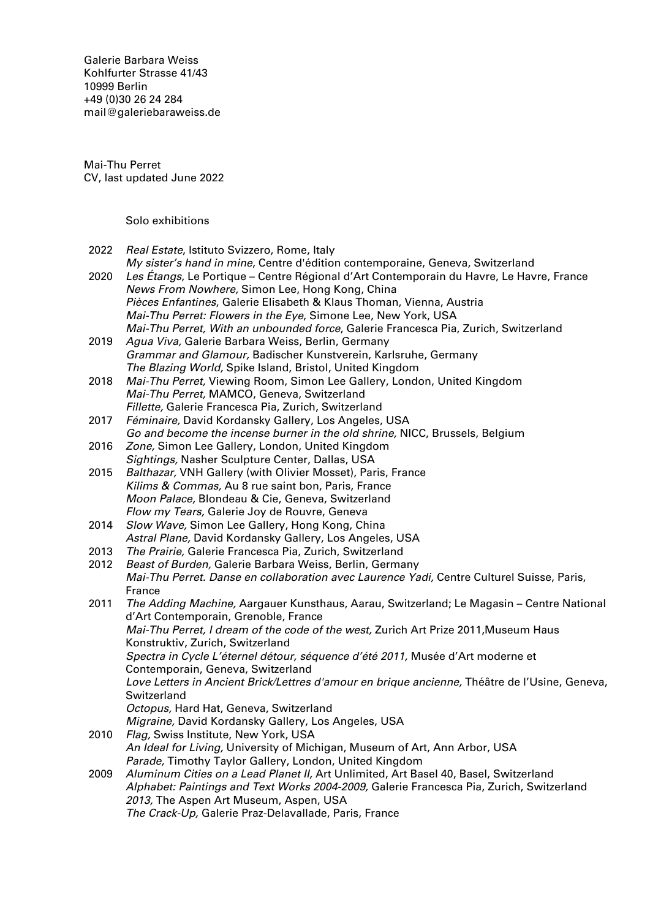Galerie Barbara Weiss
Kohlfurter Strasse 41/43
10999 Berlin
+49 (0)30 26 24 284
mail@galeriebaraweiss.de

Mai-Thu Perret
CV, last updated June 2022

## Solo exhibitions

2022 *Real Estate*, Istituto Svizzero, Rome, Italy
*My sister's hand in mine*, Centre d'édition contemporaine, Geneva, Switzerland

2020 *Les Étangs*, Le Portique – Centre Régional d'Art Contemporain du Havre, Le Havre, France
*News From Nowhere,* Simon Lee, Hong Kong, China
*Pièces Enfantines*, Galerie Elisabeth & Klaus Thoman, Vienna, Austria
*Mai-Thu Perret: Flowers in the Eye*, Simone Lee, New York, USA
*Mai-Thu Perret, With an unbounded force*, Galerie Francesca Pia, Zurich, Switzerland

2019 *Agua Viva,* Galerie Barbara Weiss, Berlin, Germany
*Grammar and Glamour,* Badischer Kunstverein, Karlsruhe, Germany
*The Blazing World,* Spike Island, Bristol, United Kingdom

2018 *Mai-Thu Perret,* Viewing Room, Simon Lee Gallery, London, United Kingdom
*Mai-Thu Perret,* MAMCO, Geneva, Switzerland
*Fillette,* Galerie Francesca Pia, Zurich, Switzerland

2017 *Féminaire,* David Kordansky Gallery, Los Angeles, USA
*Go and become the incense burner in the old shrine,* NICC, Brussels, Belgium

2016 *Zone,* Simon Lee Gallery, London, United Kingdom
*Sightings,* Nasher Sculpture Center, Dallas, USA

2015 *Balthazar,* VNH Gallery (with Olivier Mosset), Paris, France
*Kilims & Commas,* Au 8 rue saint bon, Paris, France
*Moon Palace,* Blondeau & Cie, Geneva, Switzerland
*Flow my Tears,* Galerie Joy de Rouvre, Geneva

2014 *Slow Wave,* Simon Lee Gallery, Hong Kong, China
*Astral Plane,* David Kordansky Gallery, Los Angeles, USA

2013 *The Prairie,* Galerie Francesca Pia, Zurich, Switzerland

2012 *Beast of Burden,* Galerie Barbara Weiss, Berlin, Germany
*Mai-Thu Perret. Danse en collaboration avec Laurence Yadi,* Centre Culturel Suisse, Paris, France

2011 *The Adding Machine,* Aargauer Kunsthaus, Aarau, Switzerland; Le Magasin – Centre National d'Art Contemporain, Grenoble, France
*Mai-Thu Perret, I dream of the code of the west,* Zurich Art Prize 2011,Museum Haus Konstruktiv, Zurich, Switzerland
*Spectra in Cycle L'éternel détour, séquence d'été 2011,* Musée d'Art moderne et Contemporain, Geneva, Switzerland
*Love Letters in Ancient Brick/Lettres d'amour en brique ancienne,* Théâtre de l'Usine, Geneva, Switzerland
*Octopus,* Hard Hat, Geneva, Switzerland
*Migraine,* David Kordansky Gallery, Los Angeles, USA

2010 *Flag,* Swiss Institute, New York, USA
*An Ideal for Living,* University of Michigan, Museum of Art, Ann Arbor, USA
*Parade,* Timothy Taylor Gallery, London, United Kingdom

2009 *Aluminum Cities on a Lead Planet II,* Art Unlimited, Art Basel 40, Basel, Switzerland
*Alphabet: Paintings and Text Works 2004-2009,* Galerie Francesca Pia, Zurich, Switzerland
*2013,* The Aspen Art Museum, Aspen, USA
*The Crack-Up,* Galerie Praz-Delavallade, Paris, France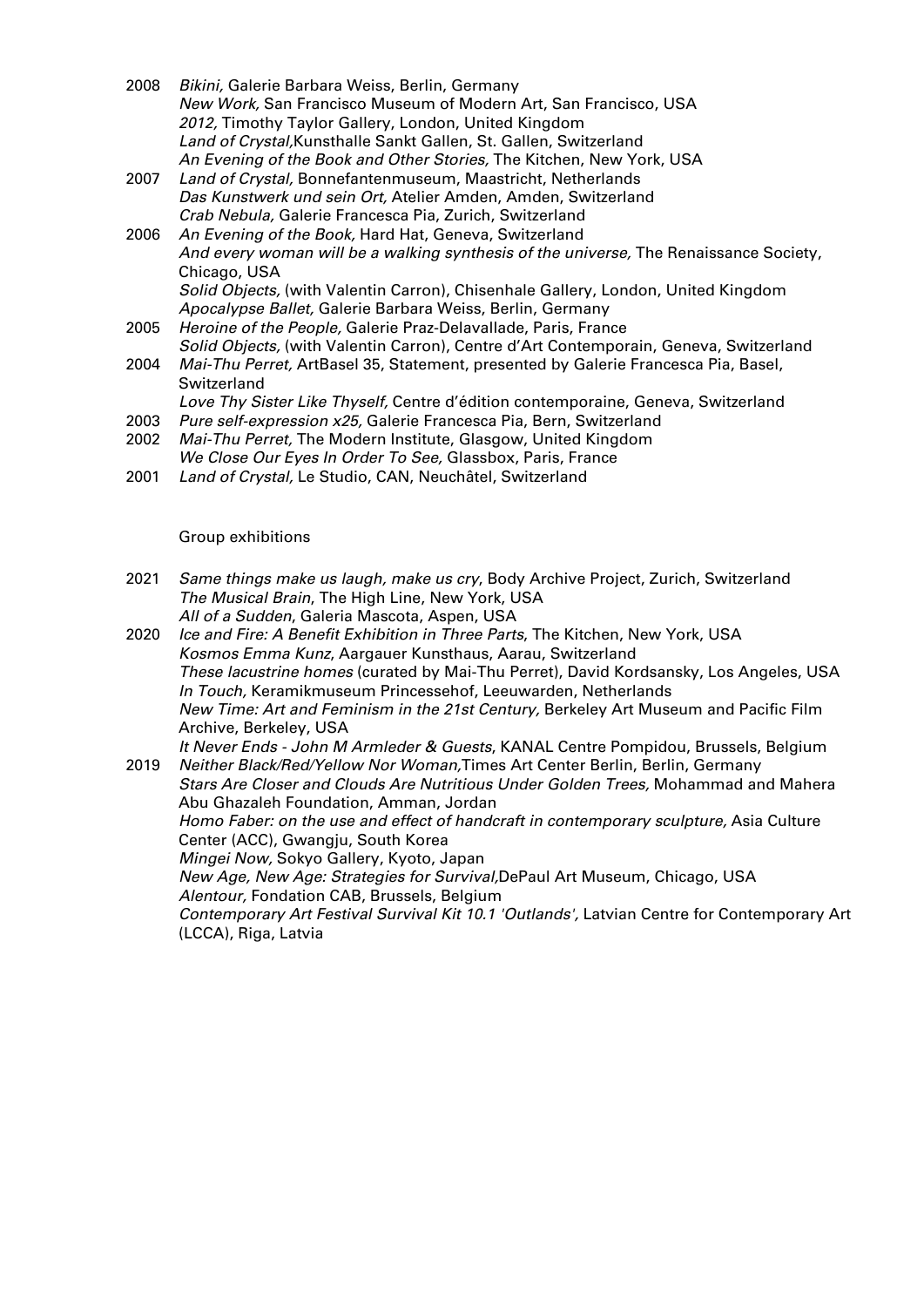2008 *Bikini,* Galerie Barbara Weiss, Berlin, Germany
*New Work,* San Francisco Museum of Modern Art, San Francisco, USA
*2012,* Timothy Taylor Gallery, London, United Kingdom
*Land of Crystal,*Kunsthalle Sankt Gallen, St. Gallen, Switzerland
*An Evening of the Book and Other Stories,* The Kitchen, New York, USA

2007 *Land of Crystal,* Bonnefantenmuseum, Maastricht, Netherlands
*Das Kunstwerk und sein Ort,* Atelier Amden, Amden, Switzerland
*Crab Nebula,* Galerie Francesca Pia, Zurich, Switzerland

2006 *An Evening of the Book,* Hard Hat, Geneva, Switzerland
*And every woman will be a walking synthesis of the universe,* The Renaissance Society, Chicago, USA
*Solid Objects,* (with Valentin Carron), Chisenhale Gallery, London, United Kingdom
*Apocalypse Ballet,* Galerie Barbara Weiss, Berlin, Germany

2005 *Heroine of the People,* Galerie Praz-Delavallade, Paris, France
*Solid Objects,* (with Valentin Carron), Centre d'Art Contemporain, Geneva, Switzerland

2004 *Mai-Thu Perret,* ArtBasel 35, Statement, presented by Galerie Francesca Pia, Basel, Switzerland
*Love Thy Sister Like Thyself,* Centre d'édition contemporaine, Geneva, Switzerland

2003 *Pure self-expression x25,* Galerie Francesca Pia, Bern, Switzerland

2002 *Mai-Thu Perret,* The Modern Institute, Glasgow, United Kingdom
*We Close Our Eyes In Order To See,* Glassbox, Paris, France

2001 *Land of Crystal,* Le Studio, CAN, Neuchâtel, Switzerland

## Group exhibitions

2021 *Same things make us laugh, make us cry*, Body Archive Project, Zurich, Switzerland
*The Musical Brain*, The High Line, New York, USA
*All of a Sudden*, Galeria Mascota, Aspen, USA

2020 *Ice and Fire: A Benefit Exhibition in Three Parts*, The Kitchen, New York, USA
*Kosmos Emma Kunz*, Aargauer Kunsthaus, Aarau, Switzerland
*These lacustrine homes* (curated by Mai-Thu Perret), David Kordsansky, Los Angeles, USA
*In Touch,* Keramikmuseum Princessehof, Leeuwarden, Netherlands
*New Time: Art and Feminism in the 21st Century,* Berkeley Art Museum and Pacific Film Archive, Berkeley, USA
*It Never Ends - John M Armleder & Guests*, KANAL Centre Pompidou, Brussels, Belgium

2019 *Neither Black/Red/Yellow Nor Woman,*Times Art Center Berlin, Berlin, Germany
*Stars Are Closer and Clouds Are Nutritious Under Golden Trees,* Mohammad and Mahera Abu Ghazaleh Foundation, Amman, Jordan
*Homo Faber: on the use and effect of handcraft in contemporary sculpture,* Asia Culture Center (ACC), Gwangju, South Korea
*Mingei Now,* Sokyo Gallery, Kyoto, Japan
*New Age, New Age: Strategies for Survival,*DePaul Art Museum, Chicago, USA
*Alentour,* Fondation CAB, Brussels, Belgium
*Contemporary Art Festival Survival Kit 10.1 'Outlands',* Latvian Centre for Contemporary Art (LCCA), Riga, Latvia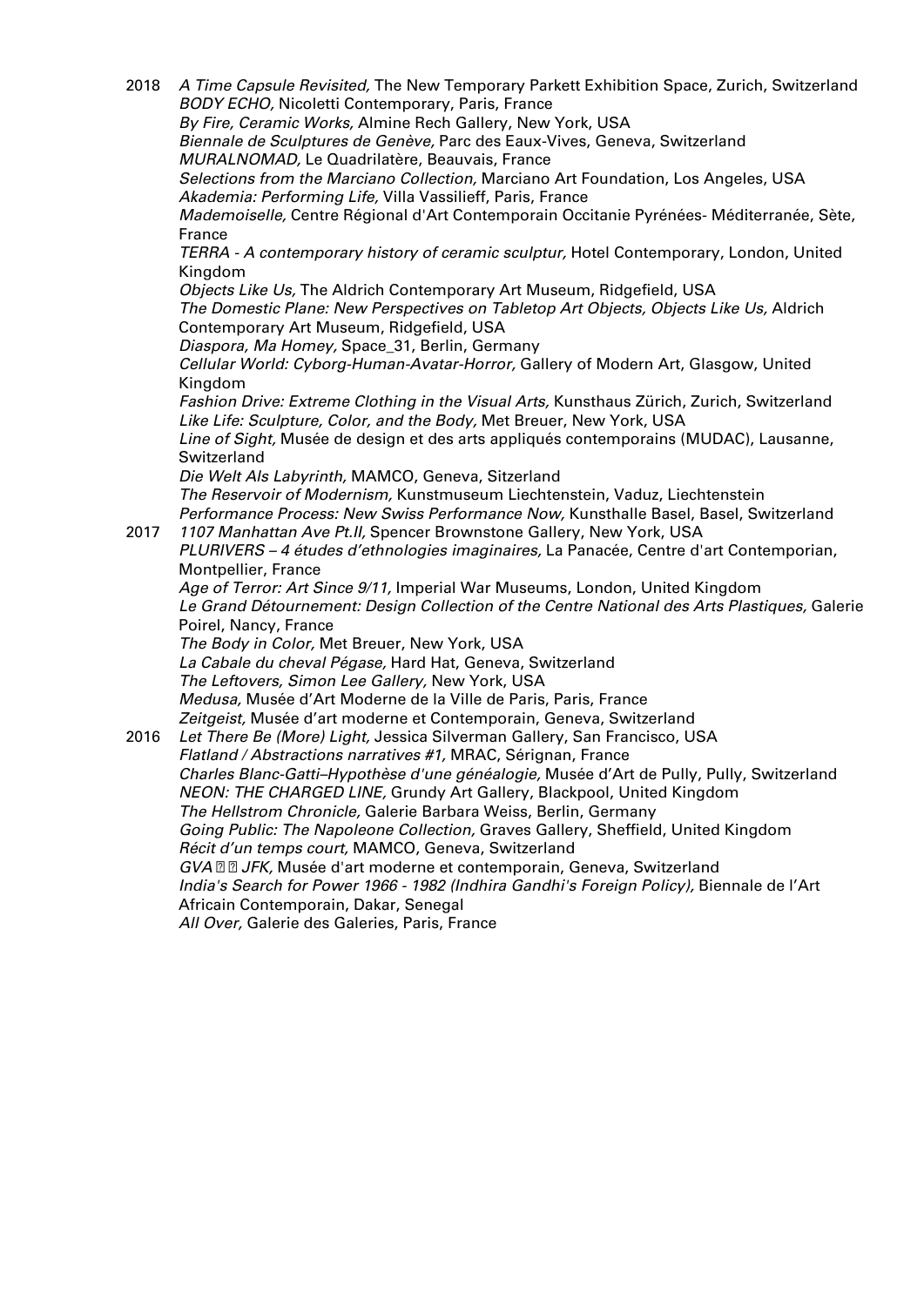2018 *A Time Capsule Revisited,* The New Temporary Parkett Exhibition Space, Zurich, Switzerland
*BODY ECHO,* Nicoletti Contemporary, Paris, France
*By Fire, Ceramic Works,* Almine Rech Gallery, New York, USA
*Biennale de Sculptures de Genève,* Parc des Eaux-Vives, Geneva, Switzerland
*MURALNOMAD,* Le Quadrilatère, Beauvais, France
*Selections from the Marciano Collection,* Marciano Art Foundation, Los Angeles, USA
*Akademia: Performing Life,* Villa Vassilieff, Paris, France
*Mademoiselle,* Centre Régional d'Art Contemporain Occitanie Pyrénées- Méditerranée, Sète, France
*TERRA - A contemporary history of ceramic sculptur,* Hotel Contemporary, London, United Kingdom
*Objects Like Us,* The Aldrich Contemporary Art Museum, Ridgefield, USA
*The Domestic Plane: New Perspectives on Tabletop Art Objects, Objects Like Us,* Aldrich Contemporary Art Museum, Ridgefield, USA
*Diaspora, Ma Homey,* Space_31, Berlin, Germany
*Cellular World: Cyborg-Human-Avatar-Horror,* Gallery of Modern Art, Glasgow, United Kingdom
*Fashion Drive: Extreme Clothing in the Visual Arts,* Kunsthaus Zürich, Zurich, Switzerland
*Like Life: Sculpture, Color, and the Body,* Met Breuer, New York, USA
*Line of Sight,* Musée de design et des arts appliqués contemporains (MUDAC), Lausanne, Switzerland
*Die Welt Als Labyrinth,* MAMCO, Geneva, Sitzerland
*The Reservoir of Modernism,* Kunstmuseum Liechtenstein, Vaduz, Liechtenstein
*Performance Process: New Swiss Performance Now,* Kunsthalle Basel, Basel, Switzerland

2017 *1107 Manhattan Ave Pt.II,* Spencer Brownstone Gallery, New York, USA
*PLURIVERS – 4 études d'ethnologies imaginaires,* La Panacée, Centre d'art Contemporian, Montpellier, France
*Age of Terror: Art Since 9/11,* Imperial War Museums, London, United Kingdom
*Le Grand Détournement: Design Collection of the Centre National des Arts Plastiques,* Galerie Poirel, Nancy, France
*The Body in Color,* Met Breuer, New York, USA
*La Cabale du cheval Pégase,* Hard Hat, Geneva, Switzerland
*The Leftovers, Simon Lee Gallery,* New York, USA
*Medusa,* Musée d'Art Moderne de la Ville de Paris, Paris, France
*Zeitgeist,* Musée d'art moderne et Contemporain, Geneva, Switzerland

2016 *Let There Be (More) Light,* Jessica Silverman Gallery, San Francisco, USA
*Flatland / Abstractions narratives #1,* MRAC, Sérignan, France
*Charles Blanc-Gatti–Hypothèse d'une généalogie,* Musée d'Art de Pully, Pully, Switzerland
*NEON: THE CHARGED LINE,* Grundy Art Gallery, Blackpool, United Kingdom
*The Hellstrom Chronicle,* Galerie Barbara Weiss, Berlin, Germany
*Going Public: The Napoleone Collection,* Graves Gallery, Sheffield, United Kingdom
*Récit d'un temps court,* MAMCO, Geneva, Switzerland
*GVA ⍰⍰ JFK,* Musée d'art moderne et contemporain, Geneva, Switzerland
*India's Search for Power 1966 - 1982 (Indhira Gandhi's Foreign Policy),* Biennale de l'Art Africain Contemporain, Dakar, Senegal
*All Over,* Galerie des Galeries, Paris, France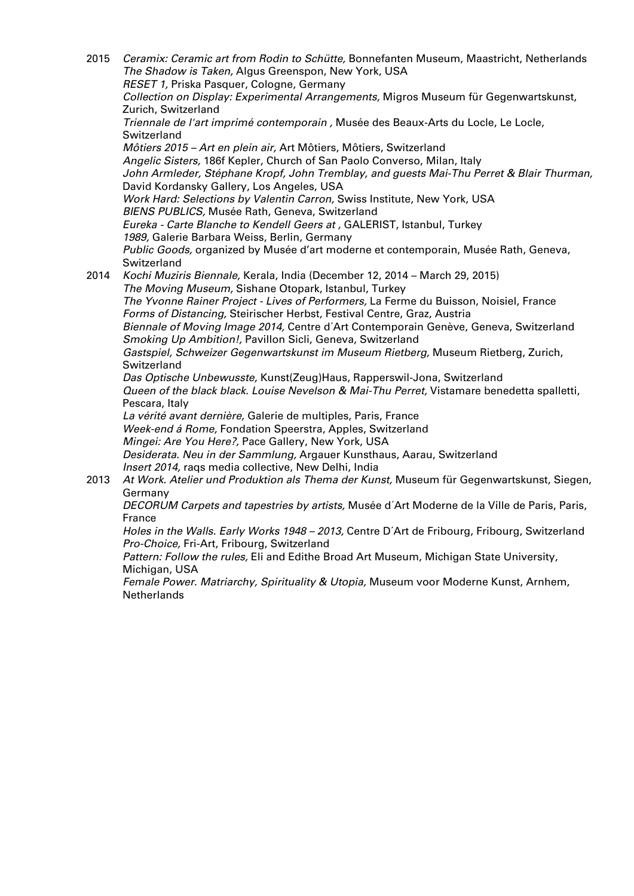2015 *Ceramix: Ceramic art from Rodin to Schütte,* Bonnefanten Museum, Maastricht, Netherlands
*The Shadow is Taken,* Algus Greenspon, New York, USA
*RESET 1,* Priska Pasquer, Cologne, Germany
*Collection on Display: Experimental Arrangements,* Migros Museum für Gegenwartskunst, Zurich, Switzerland
*Triennale de l'art imprimé contemporain ,* Musée des Beaux-Arts du Locle, Le Locle, Switzerland
*Môtiers 2015 – Art en plein air,* Art Môtiers, Môtiers, Switzerland
*Angelic Sisters,* 186f Kepler, Church of San Paolo Converso, Milan, Italy
*John Armleder, Stéphane Kropf, John Tremblay, and guests Mai-Thu Perret & Blair Thurman,* David Kordansky Gallery, Los Angeles, USA
*Work Hard: Selections by Valentin Carron,* Swiss Institute, New York, USA
*BIENS PUBLICS,* Musée Rath, Geneva, Switzerland
*Eureka - Carte Blanche to Kendell Geers at ,* GALERIST, Istanbul, Turkey
*1989,* Galerie Barbara Weiss, Berlin, Germany
*Public Goods,* organized by Musée d'art moderne et contemporain, Musée Rath, Geneva, Switzerland

2014 *Kochi Muziris Biennale,* Kerala, India (December 12, 2014 – March 29, 2015)
*The Moving Museum,* Sishane Otopark, Istanbul, Turkey
*The Yvonne Rainer Project - Lives of Performers,* La Ferme du Buisson, Noisiel, France
*Forms of Distancing,* Steirischer Herbst, Festival Centre, Graz, Austria
*Biennale of Moving Image 2014,* Centre d´Art Contemporain Genève, Geneva, Switzerland
*Smoking Up Ambition!,* Pavillon Sicli, Geneva, Switzerland
*Gastspiel, Schweizer Gegenwartskunst im Museum Rietberg,* Museum Rietberg, Zurich, Switzerland
*Das Optische Unbewusste,* Kunst(Zeug)Haus, Rapperswil-Jona, Switzerland
*Queen of the black black. Louise Nevelson & Mai-Thu Perret,* Vistamare benedetta spalletti, Pescara, Italy
*La vérité avant dernière,* Galerie de multiples, Paris, France
*Week-end á Rome,* Fondation Speerstra, Apples, Switzerland
*Mingei: Are You Here?,* Pace Gallery, New York, USA
*Desiderata. Neu in der Sammlung,* Argauer Kunsthaus, Aarau, Switzerland
*Insert 2014,* raqs media collective, New Delhi, India

2013 *At Work. Atelier und Produktion als Thema der Kunst,* Museum für Gegenwartskunst, Siegen, Germany
*DECORUM Carpets and tapestries by artists,* Musée d´Art Moderne de la Ville de Paris, Paris, France
*Holes in the Walls. Early Works 1948 – 2013,* Centre D´Art de Fribourg, Fribourg, Switzerland
*Pro-Choice,* Fri-Art, Fribourg, Switzerland
*Pattern: Follow the rules,* Eli and Edithe Broad Art Museum, Michigan State University, Michigan, USA
*Female Power. Matriarchy, Spirituality & Utopia,* Museum voor Moderne Kunst, Arnhem, Netherlands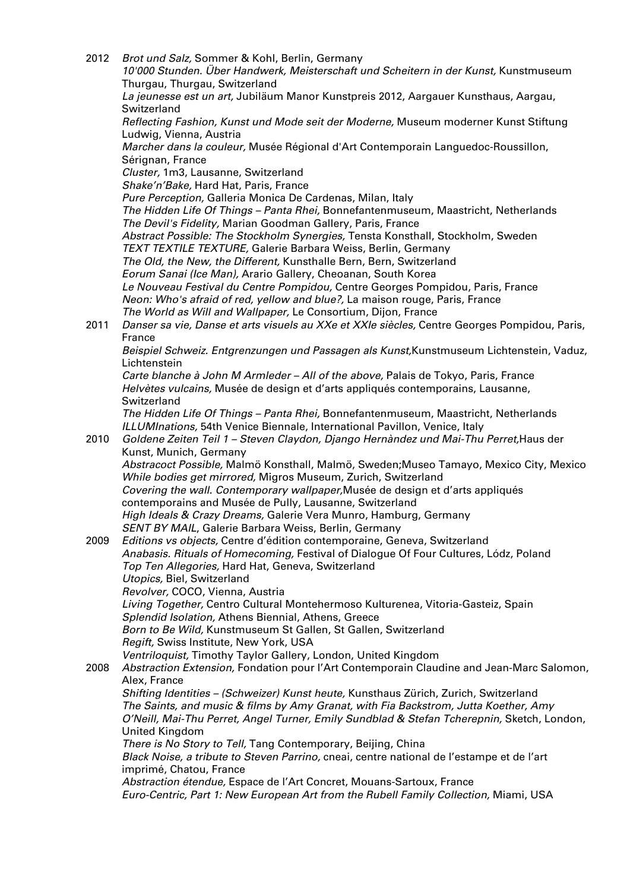2012 *Brot und Salz,* Sommer & Kohl, Berlin, Germany
*10'000 Stunden. Über Handwerk, Meisterschaft und Scheitern in der Kunst,* Kunstmuseum Thurgau, Thurgau, Switzerland
*La jeunesse est un art,* Jubiläum Manor Kunstpreis 2012, Aargauer Kunsthaus, Aargau, Switzerland
*Reflecting Fashion, Kunst und Mode seit der Moderne,* Museum moderner Kunst Stiftung Ludwig, Vienna, Austria
*Marcher dans la couleur,* Musée Régional d'Art Contemporain Languedoc-Roussillon, Sérignan, France
*Cluster,* 1m3, Lausanne, Switzerland
*Shake'n'Bake,* Hard Hat, Paris, France
*Pure Perception,* Galleria Monica De Cardenas, Milan, Italy
*The Hidden Life Of Things – Panta Rhei,* Bonnefantenmuseum, Maastricht, Netherlands
*The Devil's Fidelity,* Marian Goodman Gallery, Paris, France
*Abstract Possible: The Stockholm Synergies,* Tensta Konsthall, Stockholm, Sweden
*TEXT TEXTILE TEXTURE,* Galerie Barbara Weiss, Berlin, Germany
*The Old, the New, the Different,* Kunsthalle Bern, Bern, Switzerland
*Eorum Sanai (Ice Man),* Arario Gallery, Cheoanan, South Korea
*Le Nouveau Festival du Centre Pompidou,* Centre Georges Pompidou, Paris, France
*Neon: Who's afraid of red, yellow and blue?,* La maison rouge, Paris, France
*The World as Will and Wallpaper,* Le Consortium, Dijon, France

2011 *Danser sa vie, Danse et arts visuels au XXe et XXIe siècles,* Centre Georges Pompidou, Paris, France
*Beispiel Schweiz. Entgrenzungen und Passagen als Kunst,*Kunstmuseum Lichtenstein, Vaduz, Lichtenstein
*Carte blanche à John M Armleder – All of the above,* Palais de Tokyo, Paris, France
*Helvètes vulcains,* Musée de design et d'arts appliqués contemporains, Lausanne, Switzerland
*The Hidden Life Of Things – Panta Rhei,* Bonnefantenmuseum, Maastricht, Netherlands
*ILLUMInations,* 54th Venice Biennale, International Pavillon, Venice, Italy

2010 *Goldene Zeiten Teil 1 – Steven Claydon, Django Hernàndez und Mai-Thu Perret,*Haus der Kunst, Munich, Germany
*Abstracoct Possible,* Malmö Konsthall, Malmö, Sweden;Museo Tamayo, Mexico City, Mexico
*While bodies get mirrored,* Migros Museum, Zurich, Switzerland
*Covering the wall. Contemporary wallpaper,*Musée de design et d'arts appliqués contemporains and Musée de Pully, Lausanne, Switzerland
*High Ideals & Crazy Dreams,* Galerie Vera Munro, Hamburg, Germany
*SENT BY MAIL*, Galerie Barbara Weiss, Berlin, Germany

2009 *Editions vs objects,* Centre d'édition contemporaine, Geneva, Switzerland
*Anabasis. Rituals of Homecoming,* Festival of Dialogue Of Four Cultures, Lódz, Poland
*Top Ten Allegories,* Hard Hat, Geneva, Switzerland
*Utopics,* Biel, Switzerland
*Revolver,* COCO, Vienna, Austria
*Living Together,* Centro Cultural Montehermoso Kulturenea, Vitoria-Gasteiz, Spain
*Splendid Isolation,* Athens Biennial, Athens, Greece
*Born to Be Wild,* Kunstmuseum St Gallen, St Gallen, Switzerland
*Regift,* Swiss Institute, New York, USA
*Ventriloquist,* Timothy Taylor Gallery, London, United Kingdom

2008 *Abstraction Extension,* Fondation pour l'Art Contemporain Claudine and Jean-Marc Salomon, Alex, France
*Shifting Identities – (Schweizer) Kunst heute,* Kunsthaus Zürich, Zurich, Switzerland
*The Saints, and music & films by Amy Granat, with Fia Backstrom, Jutta Koether, Amy O'Neill, Mai-Thu Perret, Angel Turner, Emily Sundblad & Stefan Tcherepnin,* Sketch, London, United Kingdom
*There is No Story to Tell,* Tang Contemporary, Beijing, China
*Black Noise, a tribute to Steven Parrino,* cneai, centre national de l'estampe et de l'art imprimé, Chatou, France
*Abstraction étendue,* Espace de l'Art Concret, Mouans-Sartoux, France
*Euro-Centric, Part 1: New European Art from the Rubell Family Collection,* Miami, USA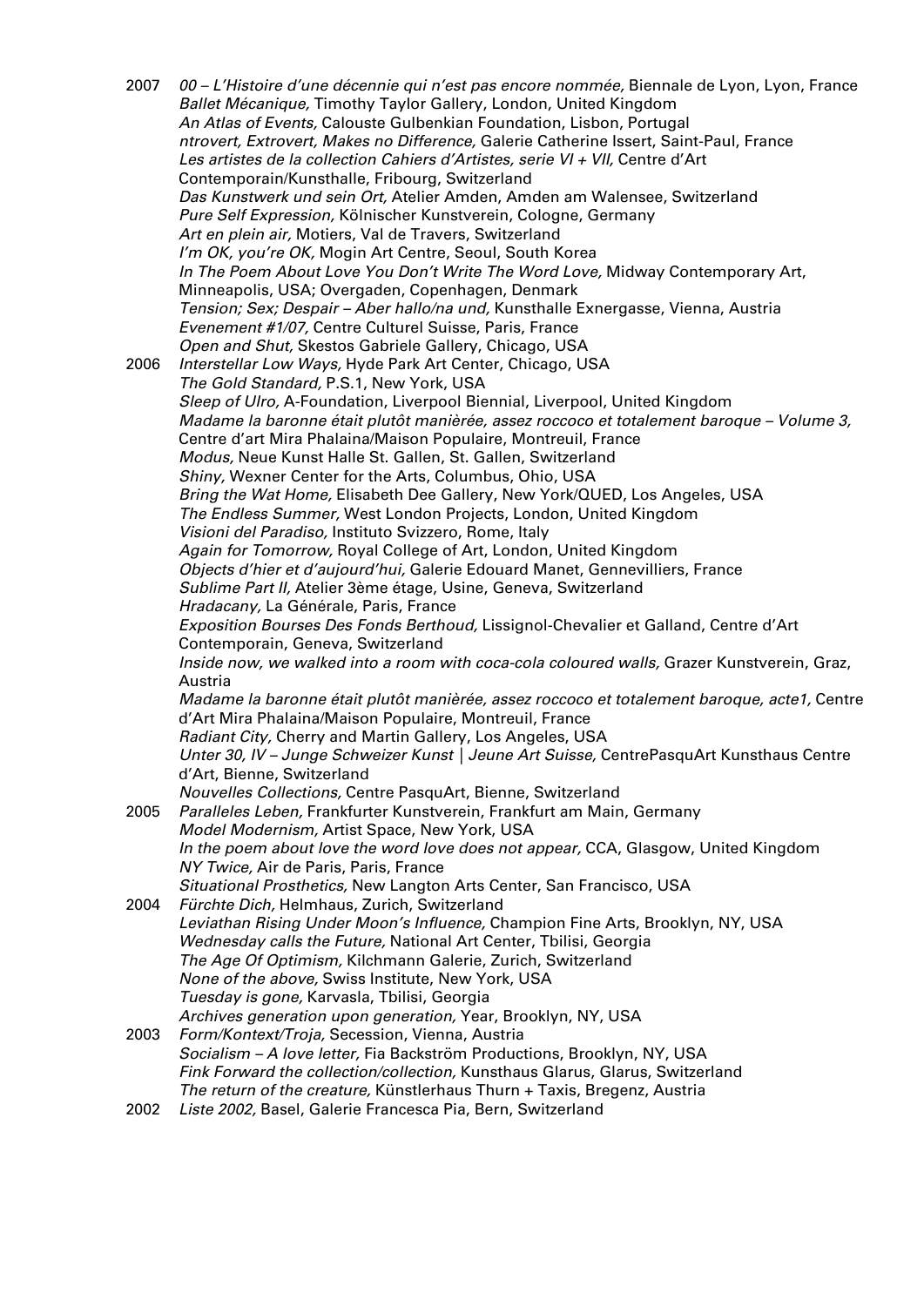2007 *00 – L'Histoire d'une décennie qui n'est pas encore nommée,* Biennale de Lyon, Lyon, France
*Ballet Mécanique,* Timothy Taylor Gallery, London, United Kingdom
*An Atlas of Events,* Calouste Gulbenkian Foundation, Lisbon, Portugal
*ntrovert, Extrovert, Makes no Difference,* Galerie Catherine Issert, Saint-Paul, France
*Les artistes de la collection Cahiers d'Artistes, serie VI + VII,* Centre d'Art Contemporain/Kunsthalle, Fribourg, Switzerland
*Das Kunstwerk und sein Ort,* Atelier Amden, Amden am Walensee, Switzerland
*Pure Self Expression,* Kölnischer Kunstverein, Cologne, Germany
*Art en plein air,* Motiers, Val de Travers, Switzerland
*I'm OK, you're OK,* Mogin Art Centre, Seoul, South Korea
*In The Poem About Love You Don't Write The Word Love,* Midway Contemporary Art, Minneapolis, USA; Overgaden, Copenhagen, Denmark
*Tension; Sex; Despair – Aber hallo/na und,* Kunsthalle Exnergasse, Vienna, Austria
*Evenement #1/07,* Centre Culturel Suisse, Paris, France
*Open and Shut,* Skestos Gabriele Gallery, Chicago, USA

2006 *Interstellar Low Ways,* Hyde Park Art Center, Chicago, USA
*The Gold Standard,* P.S.1, New York, USA
*Sleep of Ulro,* A-Foundation, Liverpool Biennial, Liverpool, United Kingdom
*Madame la baronne était plutôt manièrée, assez roccoco et totalement baroque – Volume 3,* Centre d'art Mira Phalaina/Maison Populaire, Montreuil, France
*Modus,* Neue Kunst Halle St. Gallen, St. Gallen, Switzerland
*Shiny,* Wexner Center for the Arts, Columbus, Ohio, USA
*Bring the Wat Home,* Elisabeth Dee Gallery, New York/QUED, Los Angeles, USA
*The Endless Summer,* West London Projects, London, United Kingdom
*Visioni del Paradiso,* Instituto Svizzero, Rome, Italy
*Again for Tomorrow,* Royal College of Art, London, United Kingdom
*Objects d'hier et d'aujourd'hui,* Galerie Edouard Manet, Gennevilliers, France
*Sublime Part II,* Atelier 3ème étage, Usine, Geneva, Switzerland
*Hradacany,* La Générale, Paris, France
*Exposition Bourses Des Fonds Berthoud,* Lissignol-Chevalier et Galland, Centre d'Art Contemporain, Geneva, Switzerland
*Inside now, we walked into a room with coca-cola coloured walls,* Grazer Kunstverein, Graz, Austria
*Madame la baronne était plutôt manièrée, assez roccoco et totalement baroque, acte1,* Centre d'Art Mira Phalaina/Maison Populaire, Montreuil, France
*Radiant City,* Cherry and Martin Gallery, Los Angeles, USA
*Unter 30, IV – Junge Schweizer Kunst | Jeune Art Suisse,* CentrePasquArt Kunsthaus Centre d'Art, Bienne, Switzerland
*Nouvelles Collections,* Centre PasquArt, Bienne, Switzerland

2005 *Paralleles Leben,* Frankfurter Kunstverein, Frankfurt am Main, Germany
*Model Modernism,* Artist Space, New York, USA
*In the poem about love the word love does not appear,* CCA, Glasgow, United Kingdom
*NY Twice,* Air de Paris, Paris, France
*Situational Prosthetics,* New Langton Arts Center, San Francisco, USA

2004 *Fürchte Dich,* Helmhaus, Zurich, Switzerland
*Leviathan Rising Under Moon's Influence,* Champion Fine Arts, Brooklyn, NY, USA
*Wednesday calls the Future,* National Art Center, Tbilisi, Georgia
*The Age Of Optimism,* Kilchmann Galerie, Zurich, Switzerland
*None of the above,* Swiss Institute, New York, USA
*Tuesday is gone,* Karvasla, Tbilisi, Georgia
*Archives generation upon generation,* Year, Brooklyn, NY, USA

2003 *Form/Kontext/Troja,* Secession, Vienna, Austria
*Socialism – A love letter,* Fia Backström Productions, Brooklyn, NY, USA
*Fink Forward the collection/collection,* Kunsthaus Glarus, Glarus, Switzerland
*The return of the creature,* Künstlerhaus Thurn + Taxis, Bregenz, Austria

2002 *Liste 2002,* Basel, Galerie Francesca Pia, Bern, Switzerland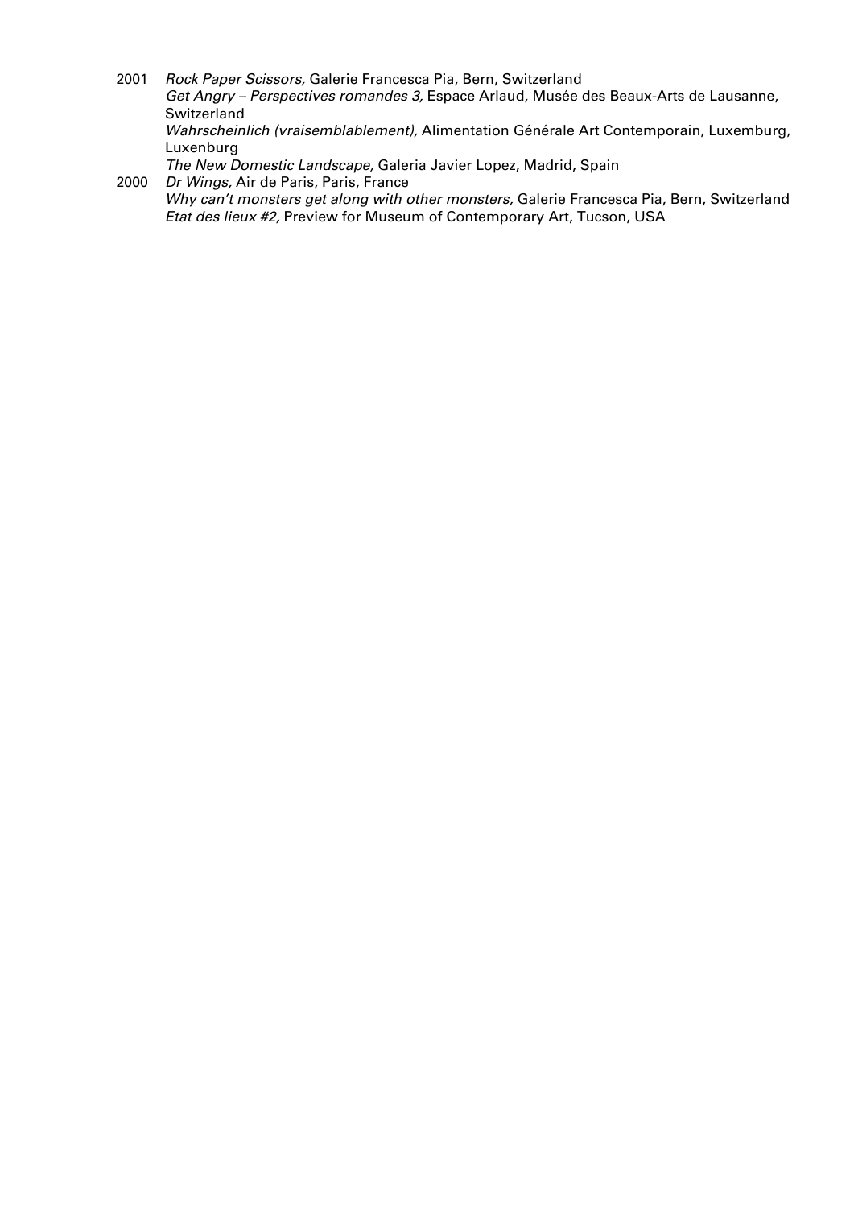2001 *Rock Paper Scissors,* Galerie Francesca Pia, Bern, Switzerland
*Get Angry – Perspectives romandes 3,* Espace Arlaud, Musée des Beaux-Arts de Lausanne, Switzerland
*Wahrscheinlich (vraisemblablement),* Alimentation Générale Art Contemporain, Luxemburg, Luxenburg
*The New Domestic Landscape,* Galeria Javier Lopez, Madrid, Spain

2000 *Dr Wings,* Air de Paris, Paris, France
*Why can't monsters get along with other monsters,* Galerie Francesca Pia, Bern, Switzerland
*Etat des lieux #2,* Preview for Museum of Contemporary Art, Tucson, USA